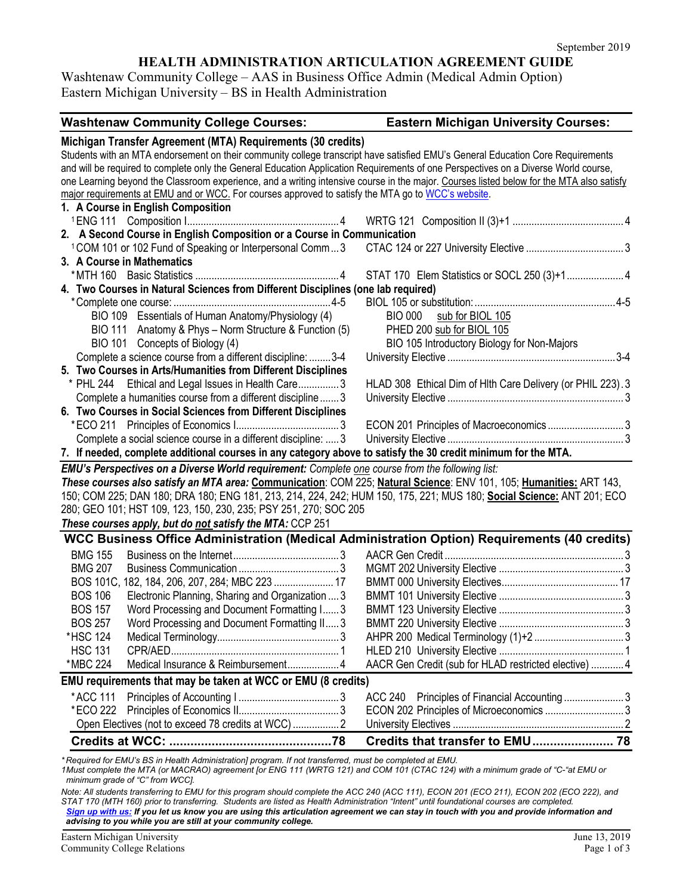September 2019

# HEALTH ADMINISTRATION ARTICULATION AGREEMENT GUIDE

Washtenaw Community College – AAS in Business Office Admin (Medical Admin Option)
Eastern Michigan University – BS in Health Administration

| Washtenaw Community College Courses: | Eastern Michigan University Courses: |
|---|---|
| **Michigan Transfer Agreement (MTA) Requirements (30 credits)** | |
| Students with an MTA endorsement on their community college transcript have satisfied EMU's General Education Core Requirements and will be required to complete only the General Education Application Requirements of one Perspectives on a Diverse World course, one Learning beyond the Classroom experience, and a writing intensive course in the major. Courses listed below for the MTA also satisfy major requirements at EMU and or WCC. For courses approved to satisfy the MTA go to WCC's website. | |
| **1. A Course in English Composition** | |
| [1]ENG 111 Composition I ... 4 | WRTG 121 Composition II (3)+1 ... 4 |
| **2. A Second Course in English Composition or a Course in Communication** | |
| [1]COM 101 or 102 Fund of Speaking or Interpersonal Comm ... 3 | CTAC 124 or 227 University Elective ... 3 |
| **3. A Course in Mathematics** | |
| *MTH 160 Basic Statistics ... 4 | STAT 170 Elem Statistics or SOCL 250 (3)+1 ... 4 |
| **4. Two Courses in Natural Sciences from Different Disciplines (one lab required)** | |
| *Complete one course: ... 4-5 | BIOL 105 or substitution: ... 4-5 |
| BIO 109 Essentials of Human Anatomy/Physiology (4) | BIO 000 sub for BIOL 105 |
| BIO 111 Anatomy & Phys – Norm Structure & Function (5) | PHED 200 sub for BIOL 105 |
| BIO 101 Concepts of Biology (4) | BIO 105 Introductory Biology for Non-Majors |
| Complete a science course from a different discipline: ... 3-4 | University Elective ... 3-4 |
| **5. Two Courses in Arts/Humanities from Different Disciplines** | |
| * PHL 244 Ethical and Legal Issues in Health Care ... 3 | HLAD 308 Ethical Dim of Hlth Care Delivery (or PHIL 223) . 3 |
| Complete a humanities course from a different discipline ... 3 | University Elective ... 3 |
| **6. Two Courses in Social Sciences from Different Disciplines** | |
| *ECO 211 Principles of Economics I ... 3 | ECON 201 Principles of Macroeconomics ... 3 |
| Complete a social science course in a different discipline: ... 3 | University Elective ... 3 |
| **7. If needed, complete additional courses in any category above to satisfy the 30 credit minimum for the MTA.** | |

***EMU's Perspectives on a Diverse World requirement:*** *Complete one course from the following list:*
***These courses also satisfy an MTA area:*** **Communication**: COM 225; **Natural Science**: ENV 101, 105; **Humanities:** ART 143, 150; COM 225; DAN 180; DRA 180; ENG 181, 213, 214, 224, 242; HUM 150, 175, 221; MUS 180; **Social Science:** ANT 201; ECO 280; GEO 101; HST 109, 123, 150, 230, 235; PSY 251, 270; SOC 205
***These courses apply, but do not satisfy the MTA:*** CCP 251

| WCC Business Office Administration (Medical Administration Option) Requirements (40 credits) | |
|---|---|
| BMG 155 Business on the Internet ... 3 | AACR Gen Credit ... 3 |
| BMG 207 Business Communication ... 3 | MGMT 202 University Elective ... 3 |
| BOS 101C, 182, 184, 206, 207, 284; MBC 223 ... 17 | BMMT 000 University Electives ... 17 |
| BOS 106 Electronic Planning, Sharing and Organization ... 3 | BMMT 101 University Elective ... 3 |
| BOS 157 Word Processing and Document Formatting I ... 3 | BMMT 123 University Elective ... 3 |
| BOS 257 Word Processing and Document Formatting II ... 3 | BMMT 220 University Elective ... 3 |
| *HSC 124 Medical Terminology ... 3 | AHPR 200 Medical Terminology (1)+2 ... 3 |
| HSC 131 CPR/AED ... 1 | HLED 210 University Elective ... 1 |
| *MBC 224 Medical Insurance & Reimbursement ... 4 | AACR Gen Credit (sub for HLAD restricted elective) ... 4 |
| **EMU requirements that may be taken at WCC or EMU (8 credits)** | |
| *ACC 111 Principles of Accounting I ... 3 | ACC 240 Principles of Financial Accounting ... 3 |
| *ECO 222 Principles of Economics II ... 3 | ECON 202 Principles of Microeconomics ... 3 |
| Open Electives (not to exceed 78 credits at WCC) ... 2 | University Electives ... 2 |
| **Credits at WCC: ... 78** | **Credits that transfer to EMU ... 78** |

*\*Required for EMU's BS in Health Administration] program. If not transferred, must be completed at EMU.*
*1Must complete the MTA (or MACRAO) agreement [or ENG 111 (WRTG 121) and COM 101 (CTAC 124) with a minimum grade of "C-"at EMU or minimum grade of "C" from WCC].*

*Note: All students transferring to EMU for this program should complete the ACC 240 (ACC 111), ECON 201 (ECO 211), ECON 202 (ECO 222), and STAT 170 (MTH 160) prior to transferring. Students are listed as Health Administration "Intent" until foundational courses are completed.*
***Sign up with us:** If you let us know you are using this articulation agreement we can stay in touch with you and provide information and advising to you while you are still at your community college.*

Eastern Michigan University
Community College Relations

June 13, 2019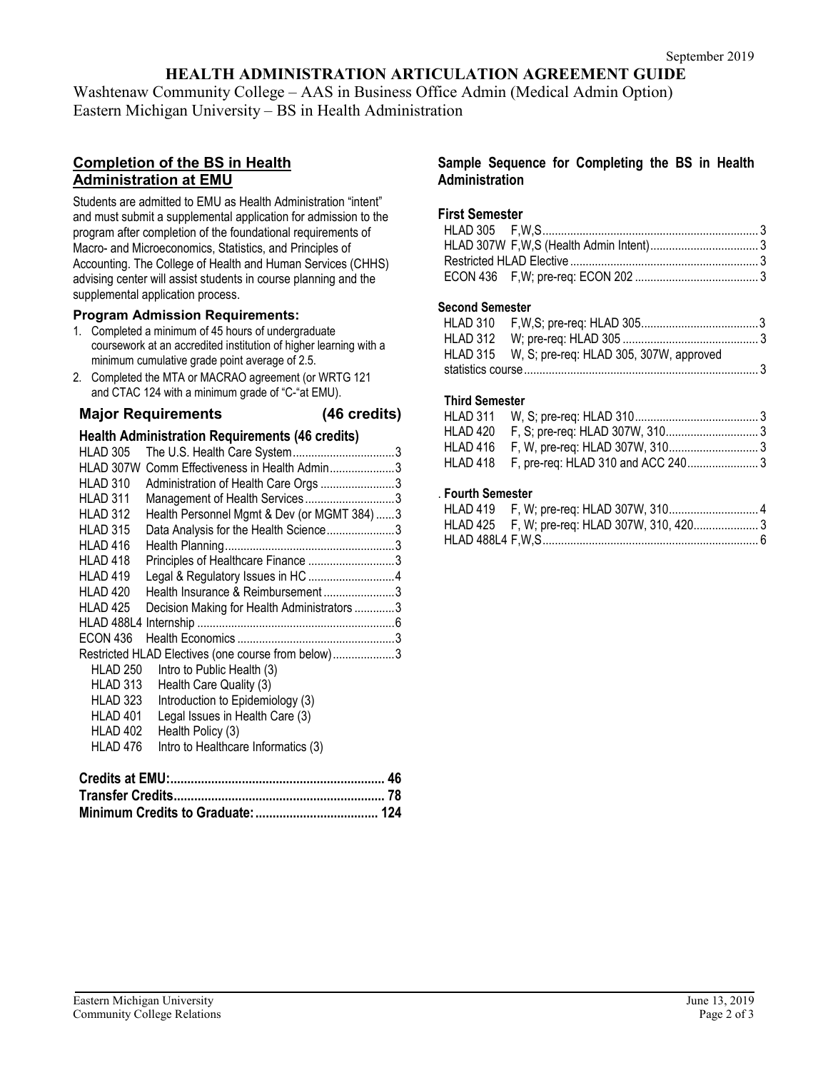September 2019

# HEALTH ADMINISTRATION ARTICULATION AGREEMENT GUIDE

Washtenaw Community College – AAS in Business Office Admin (Medical Admin Option)
Eastern Michigan University – BS in Health Administration

## Completion of the BS in Health Administration at EMU

Students are admitted to EMU as Health Administration "intent" and must submit a supplemental application for admission to the program after completion of the foundational requirements of Macro- and Microeconomics, Statistics, and Principles of Accounting. The College of Health and Human Services (CHHS) advising center will assist students in course planning and the supplemental application process.

### Program Admission Requirements:

1. Completed a minimum of 45 hours of undergraduate coursework at an accredited institution of higher learning with a minimum cumulative grade point average of 2.5.
2. Completed the MTA or MACRAO agreement (or WRTG 121 and CTAC 124 with a minimum grade of "C-"at EMU).

### Major Requirements (46 credits)

#### Health Administration Requirements (46 credits)

| Course | Title | Credits |
|---|---|---|
| HLAD 305 | The U.S. Health Care System | 3 |
| HLAD 307W | Comm Effectiveness in Health Admin | 3 |
| HLAD 310 | Administration of Health Care Orgs | 3 |
| HLAD 311 | Management of Health Services | 3 |
| HLAD 312 | Health Personnel Mgmt & Dev (or MGMT 384) | 3 |
| HLAD 315 | Data Analysis for the Health Science | 3 |
| HLAD 416 | Health Planning | 3 |
| HLAD 418 | Principles of Healthcare Finance | 3 |
| HLAD 419 | Legal & Regulatory Issues in HC | 4 |
| HLAD 420 | Health Insurance & Reimbursement | 3 |
| HLAD 425 | Decision Making for Health Administrators | 3 |
| HLAD 488L4 | Internship | 6 |
| ECON 436 | Health Economics | 3 |
| Restricted HLAD Electives (one course from below) | | 3 |

- HLAD 250 Intro to Public Health (3)
- HLAD 313 Health Care Quality (3)
- HLAD 323 Introduction to Epidemiology (3)
- HLAD 401 Legal Issues in Health Care (3)
- HLAD 402 Health Policy (3)
- HLAD 476 Intro to Healthcare Informatics (3)

**Credits at EMU:** 46
**Transfer Credits:** 78
**Minimum Credits to Graduate:** 124

## Sample Sequence for Completing the BS in Health Administration

### First Semester

| Course | Credits |
|---|---|
| HLAD 305 F,W,S | 3 |
| HLAD 307W F,W,S (Health Admin Intent) | 3 |
| Restricted HLAD Elective | 3 |
| ECON 436 F,W; pre-req: ECON 202 | 3 |

### Second Semester

| Course | Credits |
|---|---|
| HLAD 310 F,W,S; pre-req: HLAD 305 | 3 |
| HLAD 312 W; pre-req: HLAD 305 | 3 |
| HLAD 315 W, S; pre-req: HLAD 305, 307W, approved statistics course | 3 |

### Third Semester

| Course | Credits |
|---|---|
| HLAD 311 W, S; pre-req: HLAD 310 | 3 |
| HLAD 420 F, S; pre-req: HLAD 307W, 310 | 3 |
| HLAD 416 F, W, pre-req: HLAD 307W, 310 | 3 |
| HLAD 418 F, pre-req: HLAD 310 and ACC 240 | 3 |

### Fourth Semester

| Course | Credits |
|---|---|
| HLAD 419 F, W; pre-req: HLAD 307W, 310 | 4 |
| HLAD 425 F, W; pre-req: HLAD 307W, 310, 420 | 3 |
| HLAD 488L4 F,W,S | 6 |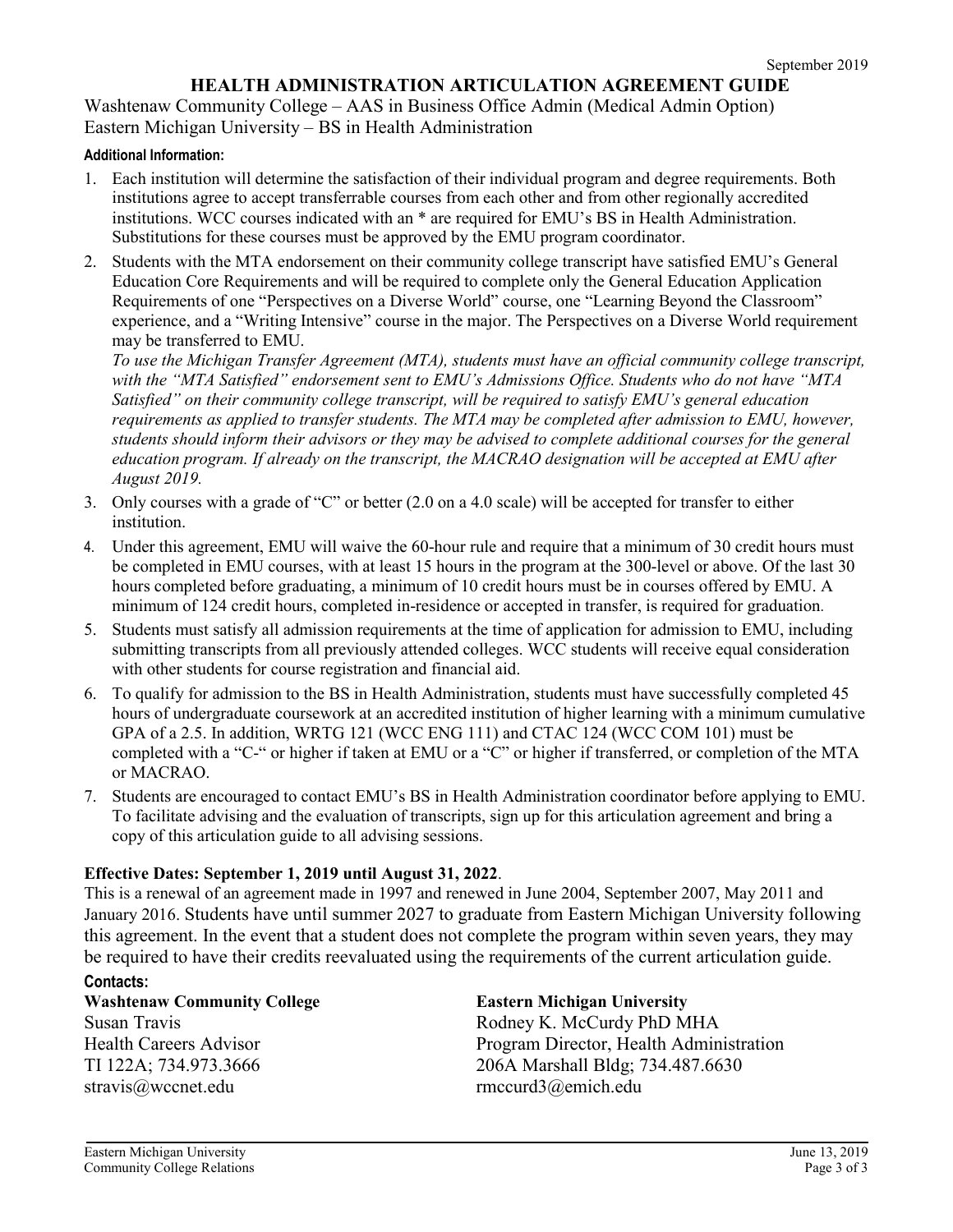September 2019

# HEALTH ADMINISTRATION ARTICULATION AGREEMENT GUIDE

Washtenaw Community College – AAS in Business Office Admin (Medical Admin Option)
Eastern Michigan University – BS in Health Administration

**Additional Information:**

1. Each institution will determine the satisfaction of their individual program and degree requirements. Both institutions agree to accept transferrable courses from each other and from other regionally accredited institutions. WCC courses indicated with an * are required for EMU's BS in Health Administration. Substitutions for these courses must be approved by the EMU program coordinator.
2. Students with the MTA endorsement on their community college transcript have satisfied EMU's General Education Core Requirements and will be required to complete only the General Education Application Requirements of one "Perspectives on a Diverse World" course, one "Learning Beyond the Classroom" experience, and a "Writing Intensive" course in the major. The Perspectives on a Diverse World requirement may be transferred to EMU.
*To use the Michigan Transfer Agreement (MTA), students must have an official community college transcript, with the "MTA Satisfied" endorsement sent to EMU's Admissions Office. Students who do not have "MTA Satisfied" on their community college transcript, will be required to satisfy EMU's general education requirements as applied to transfer students. The MTA may be completed after admission to EMU, however, students should inform their advisors or they may be advised to complete additional courses for the general education program. If already on the transcript, the MACRAO designation will be accepted at EMU after August 2019.*
3. Only courses with a grade of "C" or better (2.0 on a 4.0 scale) will be accepted for transfer to either institution.
4. Under this agreement, EMU will waive the 60-hour rule and require that a minimum of 30 credit hours must be completed in EMU courses, with at least 15 hours in the program at the 300-level or above. Of the last 30 hours completed before graduating, a minimum of 10 credit hours must be in courses offered by EMU. A minimum of 124 credit hours, completed in-residence or accepted in transfer, is required for graduation.
5. Students must satisfy all admission requirements at the time of application for admission to EMU, including submitting transcripts from all previously attended colleges. WCC students will receive equal consideration with other students for course registration and financial aid.
6. To qualify for admission to the BS in Health Administration, students must have successfully completed 45 hours of undergraduate coursework at an accredited institution of higher learning with a minimum cumulative GPA of a 2.5. In addition, WRTG 121 (WCC ENG 111) and CTAC 124 (WCC COM 101) must be completed with a "C-" or higher if taken at EMU or a "C" or higher if transferred, or completion of the MTA or MACRAO.
7. Students are encouraged to contact EMU's BS in Health Administration coordinator before applying to EMU. To facilitate advising and the evaluation of transcripts, sign up for this articulation agreement and bring a copy of this articulation guide to all advising sessions.

**Effective Dates: September 1, 2019 until August 31, 2022**.
This is a renewal of an agreement made in 1997 and renewed in June 2004, September 2007, May 2011 and January 2016. Students have until summer 2027 to graduate from Eastern Michigan University following this agreement. In the event that a student does not complete the program within seven years, they may be required to have their credits reevaluated using the requirements of the current articulation guide.

**Contacts:**

**Washtenaw Community College**
Susan Travis
Health Careers Advisor
TI 122A; 734.973.3666
stravis@wccnet.edu

**Eastern Michigan University**
Rodney K. McCurdy PhD MHA
Program Director, Health Administration
206A Marshall Bldg; 734.487.6630
rmccurd3@emich.edu